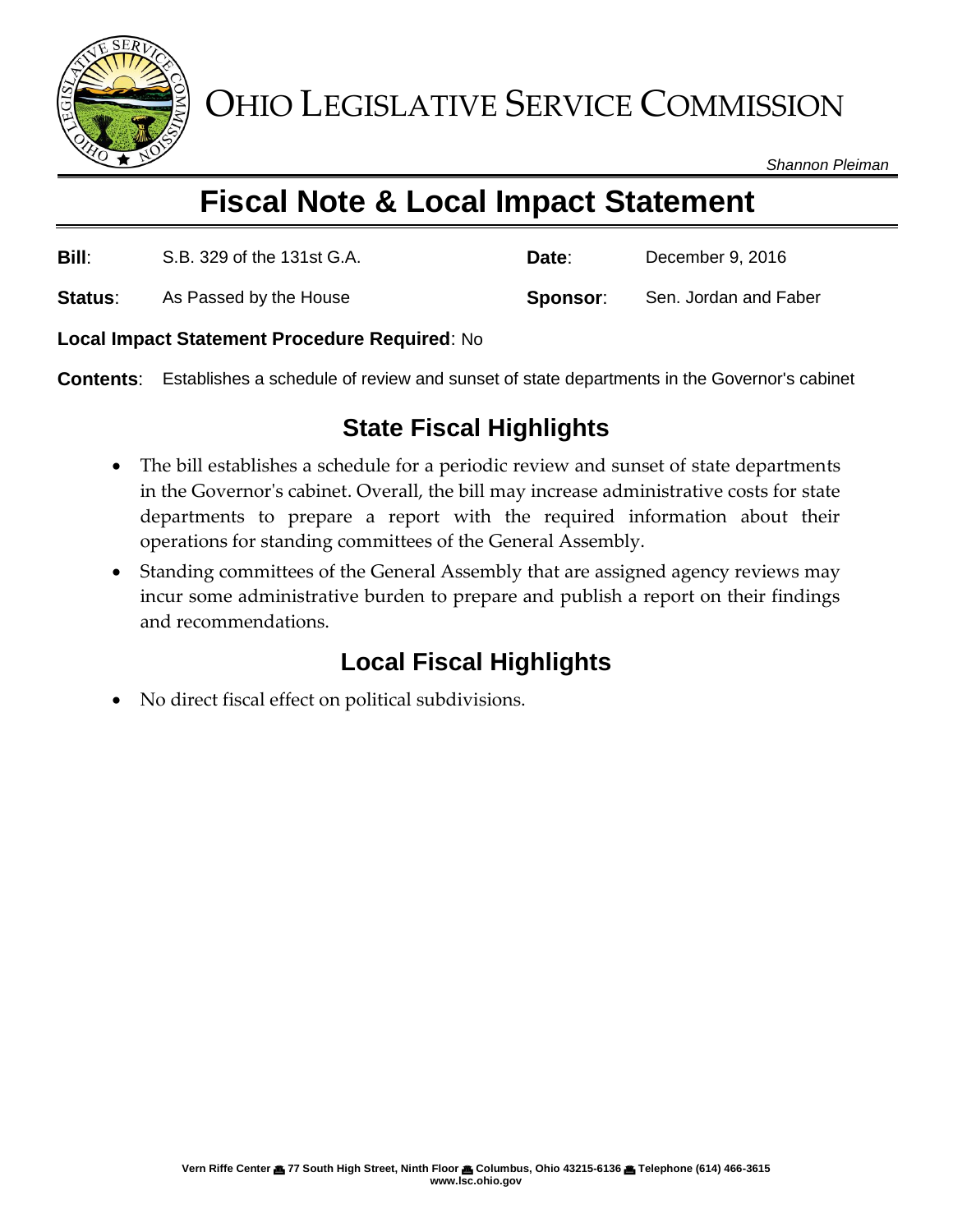# OHIO LEGISLATIVE SERVICE COMMISSION

*Shannon Pleiman*

# Fiscal Note & Local Impact Statement

**Bill**: S.B. 329 of the 131st G.A.

**Date**: December 9, 2016

**Status**: As Passed by the House

**Sponsor**: Sen. Jordan and Faber

**Local Impact Statement Procedure Required**: No

**Contents**: Establishes a schedule of review and sunset of state departments in the Governor's cabinet

## State Fiscal Highlights

- The bill establishes a schedule for a periodic review and sunset of state departments in the Governor's cabinet. Overall, the bill may increase administrative costs for state departments to prepare a report with the required information about their operations for standing committees of the General Assembly.
- Standing committees of the General Assembly that are assigned agency reviews may incur some administrative burden to prepare and publish a report on their findings and recommendations.

## Local Fiscal Highlights

- No direct fiscal effect on political subdivisions.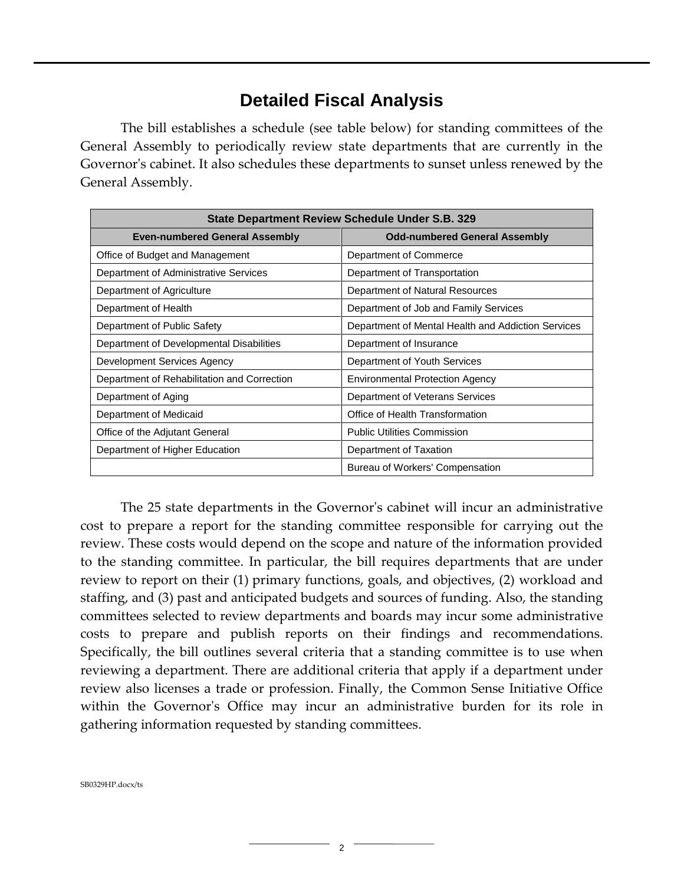# Detailed Fiscal Analysis

The bill establishes a schedule (see table below) for standing committees of the General Assembly to periodically review state departments that are currently in the Governor's cabinet. It also schedules these departments to sunset unless renewed by the General Assembly.

| State Department Review Schedule Under S.B. 329 | |
|---|---|
| **Even-numbered General Assembly** | **Odd-numbered General Assembly** |
| Office of Budget and Management | Department of Commerce |
| Department of Administrative Services | Department of Transportation |
| Department of Agriculture | Department of Natural Resources |
| Department of Health | Department of Job and Family Services |
| Department of Public Safety | Department of Mental Health and Addiction Services |
| Department of Developmental Disabilities | Department of Insurance |
| Development Services Agency | Department of Youth Services |
| Department of Rehabilitation and Correction | Environmental Protection Agency |
| Department of Aging | Department of Veterans Services |
| Department of Medicaid | Office of Health Transformation |
| Office of the Adjutant General | Public Utilities Commission |
| Department of Higher Education | Department of Taxation |
| | Bureau of Workers' Compensation |

The 25 state departments in the Governor's cabinet will incur an administrative cost to prepare a report for the standing committee responsible for carrying out the review. These costs would depend on the scope and nature of the information provided to the standing committee. In particular, the bill requires departments that are under review to report on their (1) primary functions, goals, and objectives, (2) workload and staffing, and (3) past and anticipated budgets and sources of funding. Also, the standing committees selected to review departments and boards may incur some administrative costs to prepare and publish reports on their findings and recommendations. Specifically, the bill outlines several criteria that a standing committee is to use when reviewing a department. There are additional criteria that apply if a department under review also licenses a trade or profession. Finally, the Common Sense Initiative Office within the Governor's Office may incur an administrative burden for its role in gathering information requested by standing committees.

SB0329HP.docx/ts